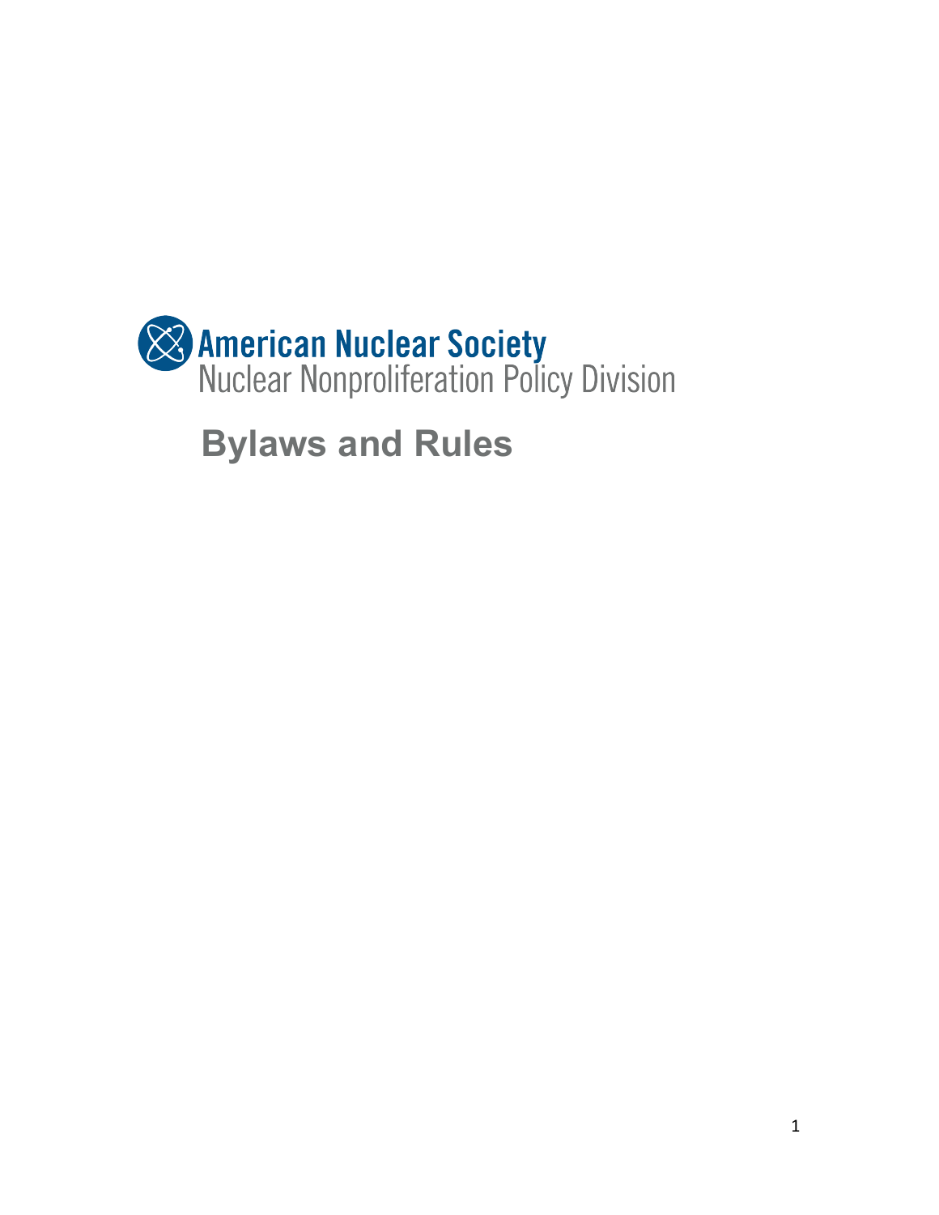American Nuclear Society
Nuclear Nonproliferation Policy Division

# Bylaws and Rules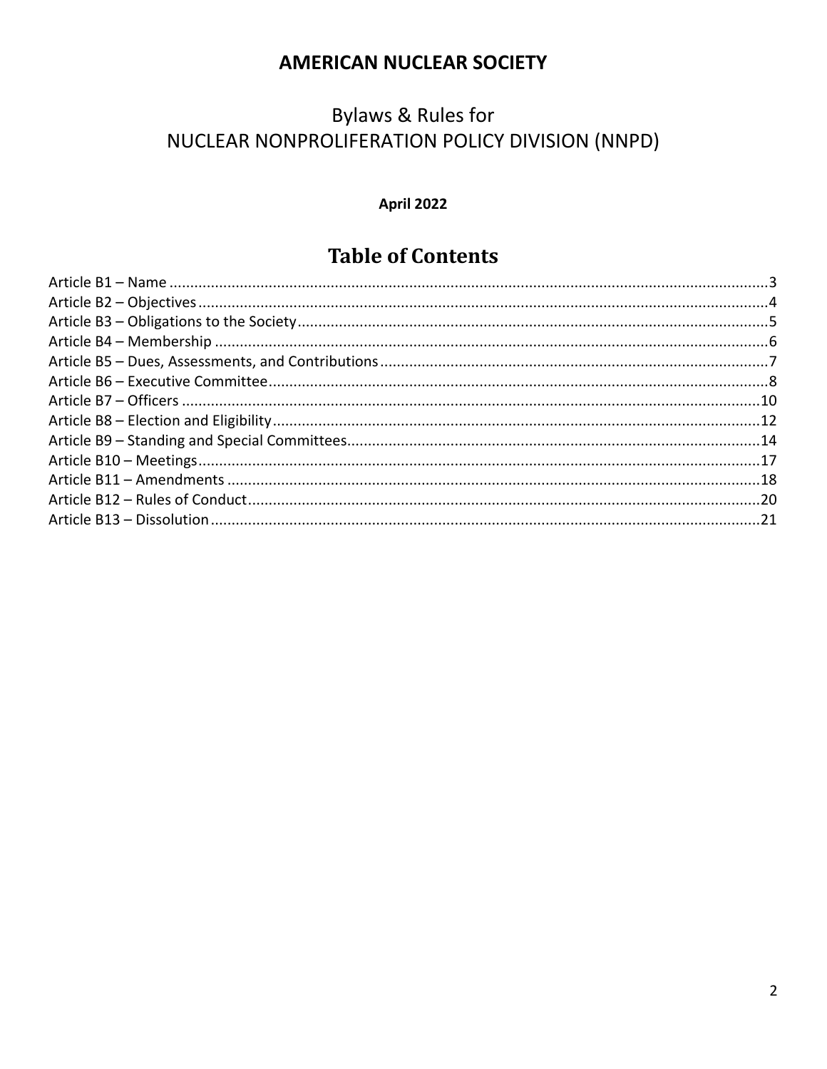**AMERICAN NUCLEAR SOCIETY**

# Bylaws & Rules for NUCLEAR NONPROLIFERATION POLICY DIVISION (NNPD)

**April 2022**

## Table of Contents

Article B1 – Name ....................................................................................................................................3
Article B2 – Objectives .............................................................................................................................4
Article B3 – Obligations to the Society .....................................................................................................5
Article B4 – Membership ..........................................................................................................................6
Article B5 – Dues, Assessments, and Contributions ..................................................................................7
Article B6 – Executive Committee .............................................................................................................8
Article B7 – Officers ................................................................................................................................10
Article B8 – Election and Eligibility .........................................................................................................12
Article B9 – Standing and Special Committees ........................................................................................14
Article B10 – Meetings ............................................................................................................................17
Article B11 – Amendments .....................................................................................................................18
Article B12 – Rules of Conduct ................................................................................................................20
Article B13 – Dissolution .........................................................................................................................21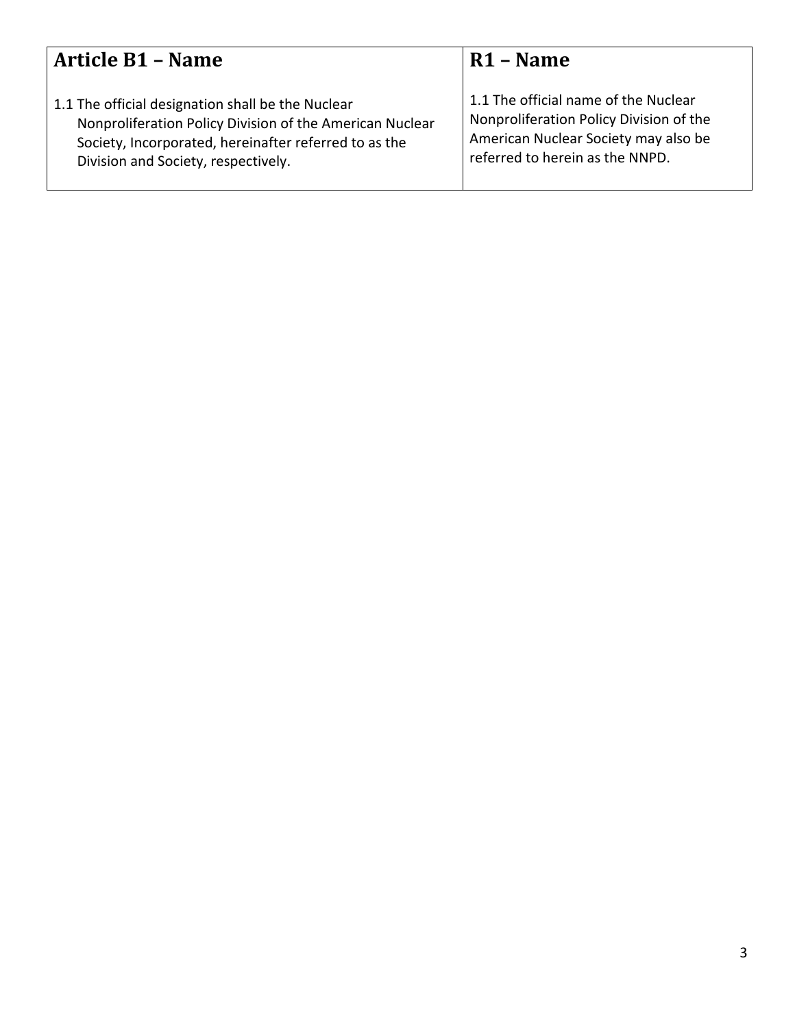| Article B1 – Name | R1 – Name |
| --- | --- |
| 1.1 The official designation shall be the Nuclear Nonproliferation Policy Division of the American Nuclear Society, Incorporated, hereinafter referred to as the Division and Society, respectively. | 1.1 The official name of the Nuclear Nonproliferation Policy Division of the American Nuclear Society may also be referred to herein as the NNPD. |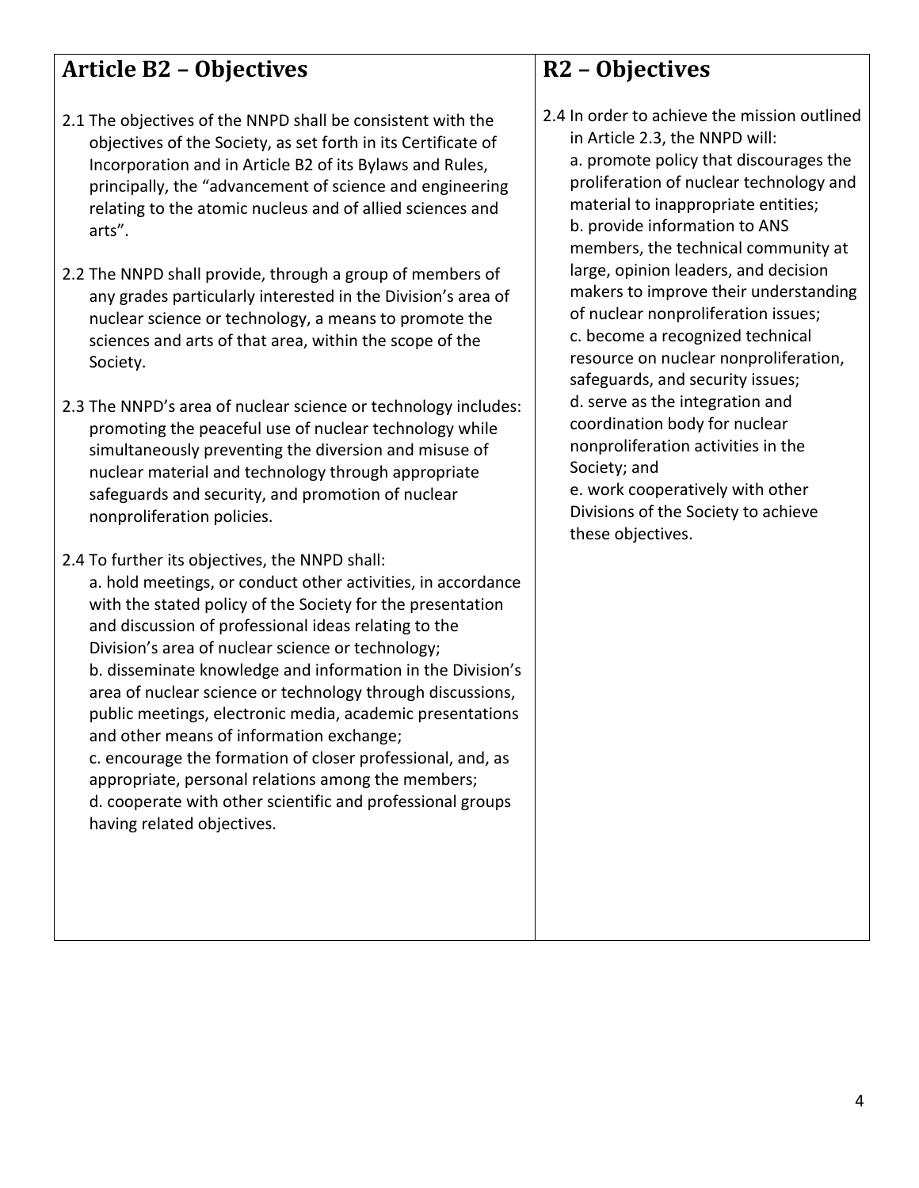## Article B2 – Objectives

2.1 The objectives of the NNPD shall be consistent with the objectives of the Society, as set forth in its Certificate of Incorporation and in Article B2 of its Bylaws and Rules, principally, the "advancement of science and engineering relating to the atomic nucleus and of allied sciences and arts".

2.2 The NNPD shall provide, through a group of members of any grades particularly interested in the Division's area of nuclear science or technology, a means to promote the sciences and arts of that area, within the scope of the Society.

2.3 The NNPD's area of nuclear science or technology includes: promoting the peaceful use of nuclear technology while simultaneously preventing the diversion and misuse of nuclear material and technology through appropriate safeguards and security, and promotion of nuclear nonproliferation policies.

2.4 To further its objectives, the NNPD shall:
a. hold meetings, or conduct other activities, in accordance with the stated policy of the Society for the presentation and discussion of professional ideas relating to the Division's area of nuclear science or technology;
b. disseminate knowledge and information in the Division's area of nuclear science or technology through discussions, public meetings, electronic media, academic presentations and other means of information exchange;
c. encourage the formation of closer professional, and, as appropriate, personal relations among the members;
d. cooperate with other scientific and professional groups having related objectives.

## R2 – Objectives

2.4 In order to achieve the mission outlined in Article 2.3, the NNPD will:
a. promote policy that discourages the proliferation of nuclear technology and material to inappropriate entities;
b. provide information to ANS members, the technical community at large, opinion leaders, and decision makers to improve their understanding of nuclear nonproliferation issues;
c. become a recognized technical resource on nuclear nonproliferation, safeguards, and security issues;
d. serve as the integration and coordination body for nuclear nonproliferation activities in the Society; and
e. work cooperatively with other Divisions of the Society to achieve these objectives.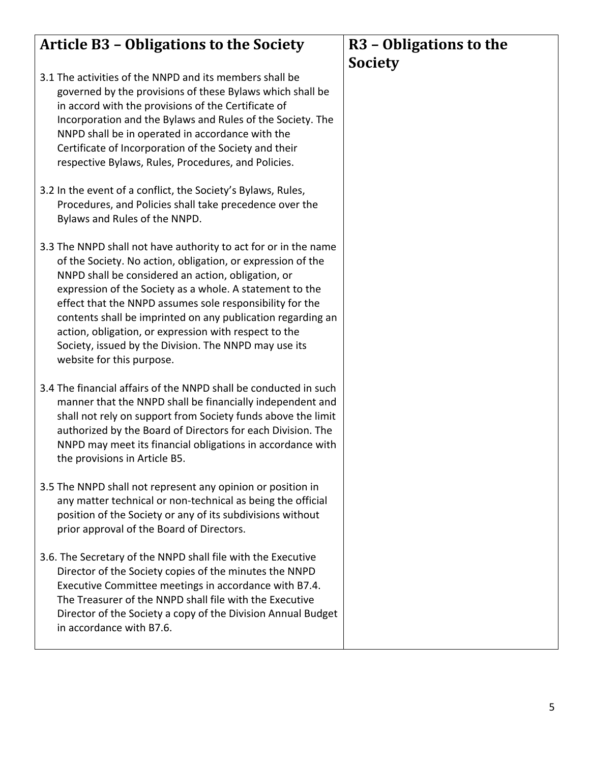| Article B3 – Obligations to the Society | R3 – Obligations to the Society |
| --- | --- |
| 3.1 The activities of the NNPD and its members shall be governed by the provisions of these Bylaws which shall be in accord with the provisions of the Certificate of Incorporation and the Bylaws and Rules of the Society. The NNPD shall be in operated in accordance with the Certificate of Incorporation of the Society and their respective Bylaws, Rules, Procedures, and Policies.<br><br>3.2 In the event of a conflict, the Society's Bylaws, Rules, Procedures, and Policies shall take precedence over the Bylaws and Rules of the NNPD.<br><br>3.3 The NNPD shall not have authority to act for or in the name of the Society. No action, obligation, or expression of the NNPD shall be considered an action, obligation, or expression of the Society as a whole. A statement to the effect that the NNPD assumes sole responsibility for the contents shall be imprinted on any publication regarding an action, obligation, or expression with respect to the Society, issued by the Division. The NNPD may use its website for this purpose.<br><br>3.4 The financial affairs of the NNPD shall be conducted in such manner that the NNPD shall be financially independent and shall not rely on support from Society funds above the limit authorized by the Board of Directors for each Division. The NNPD may meet its financial obligations in accordance with the provisions in Article B5.<br><br>3.5 The NNPD shall not represent any opinion or position in any matter technical or non-technical as being the official position of the Society or any of its subdivisions without prior approval of the Board of Directors.<br><br>3.6. The Secretary of the NNPD shall file with the Executive Director of the Society copies of the minutes the NNPD Executive Committee meetings in accordance with B7.4. The Treasurer of the NNPD shall file with the Executive Director of the Society a copy of the Division Annual Budget in accordance with B7.6. | |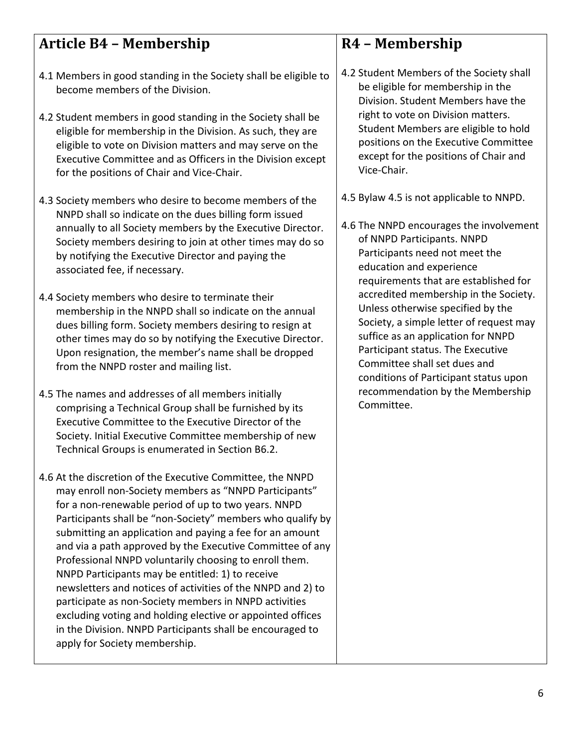## Article B4 – Membership

4.1 Members in good standing in the Society shall be eligible to become members of the Division.

4.2 Student members in good standing in the Society shall be eligible for membership in the Division. As such, they are eligible to vote on Division matters and may serve on the Executive Committee and as Officers in the Division except for the positions of Chair and Vice-Chair.

4.3 Society members who desire to become members of the NNPD shall so indicate on the dues billing form issued annually to all Society members by the Executive Director. Society members desiring to join at other times may do so by notifying the Executive Director and paying the associated fee, if necessary.

4.4 Society members who desire to terminate their membership in the NNPD shall so indicate on the annual dues billing form. Society members desiring to resign at other times may do so by notifying the Executive Director. Upon resignation, the member's name shall be dropped from the NNPD roster and mailing list.

4.5 The names and addresses of all members initially comprising a Technical Group shall be furnished by its Executive Committee to the Executive Director of the Society. Initial Executive Committee membership of new Technical Groups is enumerated in Section B6.2.

4.6 At the discretion of the Executive Committee, the NNPD may enroll non-Society members as "NNPD Participants" for a non-renewable period of up to two years. NNPD Participants shall be "non-Society" members who qualify by submitting an application and paying a fee for an amount and via a path approved by the Executive Committee of any Professional NNPD voluntarily choosing to enroll them. NNPD Participants may be entitled: 1) to receive newsletters and notices of activities of the NNPD and 2) to participate as non-Society members in NNPD activities excluding voting and holding elective or appointed offices in the Division. NNPD Participants shall be encouraged to apply for Society membership.

## R4 – Membership

4.2 Student Members of the Society shall be eligible for membership in the Division. Student Members have the right to vote on Division matters. Student Members are eligible to hold positions on the Executive Committee except for the positions of Chair and Vice-Chair.

4.5 Bylaw 4.5 is not applicable to NNPD.

4.6 The NNPD encourages the involvement of NNPD Participants. NNPD Participants need not meet the education and experience requirements that are established for accredited membership in the Society. Unless otherwise specified by the Society, a simple letter of request may suffice as an application for NNPD Participant status. The Executive Committee shall set dues and conditions of Participant status upon recommendation by the Membership Committee.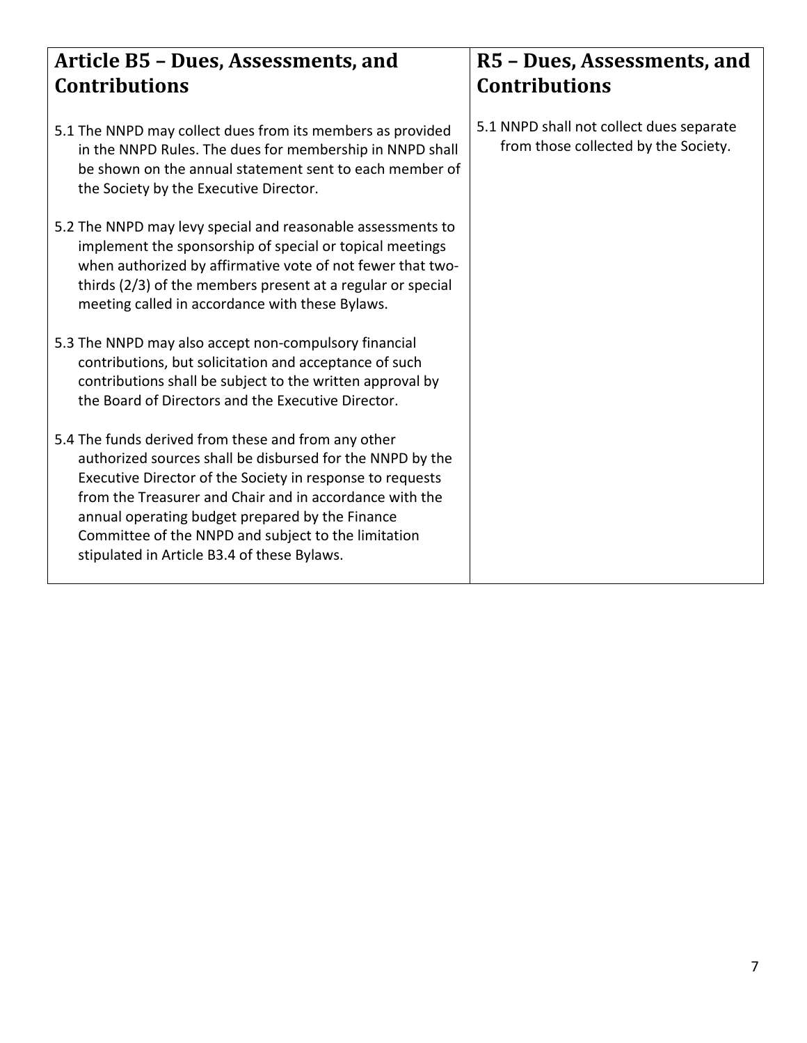## Article B5 – Dues, Assessments, and Contributions

5.1 The NNPD may collect dues from its members as provided in the NNPD Rules. The dues for membership in NNPD shall be shown on the annual statement sent to each member of the Society by the Executive Director.

5.2 The NNPD may levy special and reasonable assessments to implement the sponsorship of special or topical meetings when authorized by affirmative vote of not fewer that two-thirds (2/3) of the members present at a regular or special meeting called in accordance with these Bylaws.

5.3 The NNPD may also accept non-compulsory financial contributions, but solicitation and acceptance of such contributions shall be subject to the written approval by the Board of Directors and the Executive Director.

5.4 The funds derived from these and from any other authorized sources shall be disbursed for the NNPD by the Executive Director of the Society in response to requests from the Treasurer and Chair and in accordance with the annual operating budget prepared by the Finance Committee of the NNPD and subject to the limitation stipulated in Article B3.4 of these Bylaws.

## R5 – Dues, Assessments, and Contributions

5.1 NNPD shall not collect dues separate from those collected by the Society.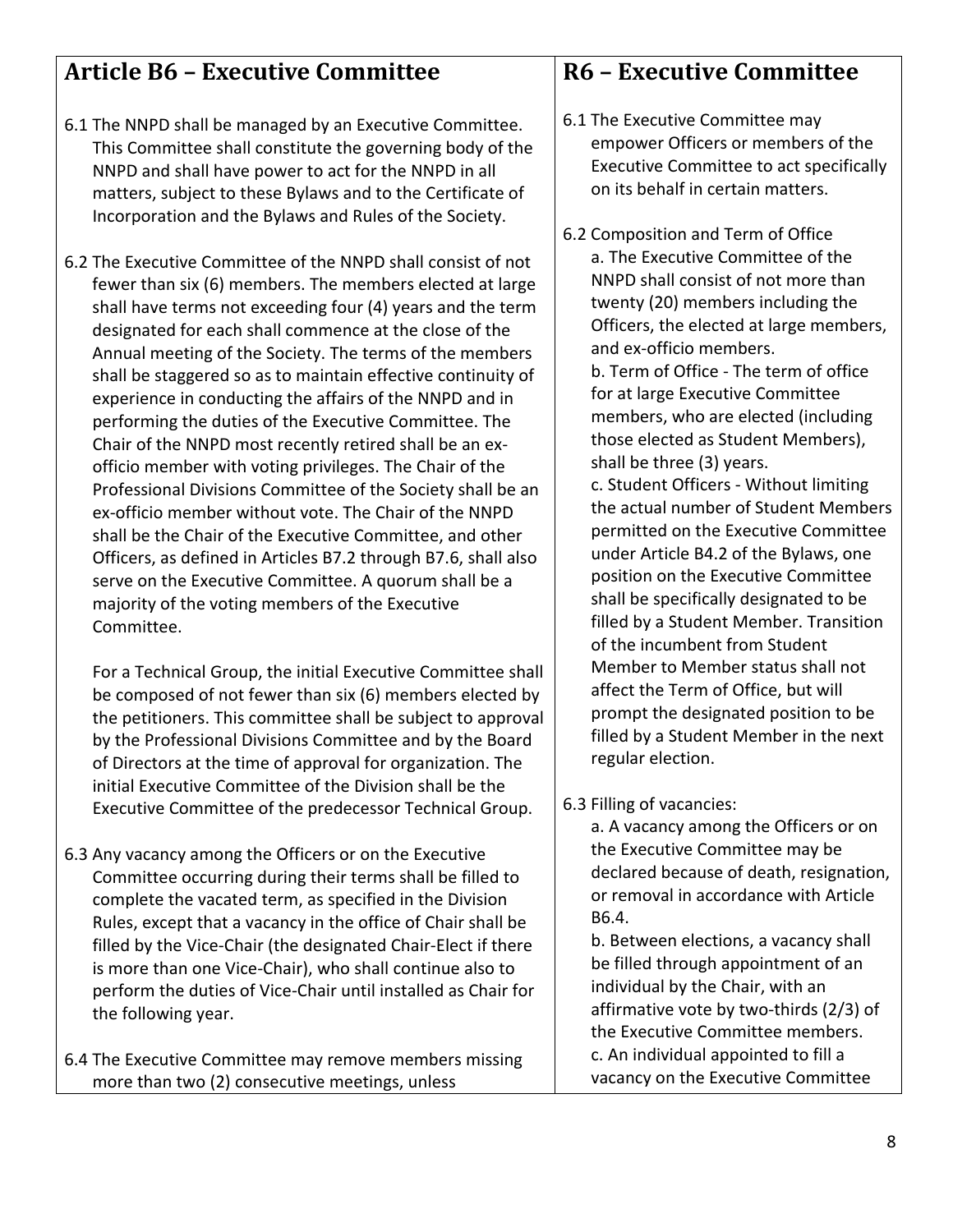## Article B6 – Executive Committee

6.1 The NNPD shall be managed by an Executive Committee. This Committee shall constitute the governing body of the NNPD and shall have power to act for the NNPD in all matters, subject to these Bylaws and to the Certificate of Incorporation and the Bylaws and Rules of the Society.

6.2 The Executive Committee of the NNPD shall consist of not fewer than six (6) members. The members elected at large shall have terms not exceeding four (4) years and the term designated for each shall commence at the close of the Annual meeting of the Society. The terms of the members shall be staggered so as to maintain effective continuity of experience in conducting the affairs of the NNPD and in performing the duties of the Executive Committee. The Chair of the NNPD most recently retired shall be an ex-officio member with voting privileges. The Chair of the Professional Divisions Committee of the Society shall be an ex-officio member without vote. The Chair of the NNPD shall be the Chair of the Executive Committee, and other Officers, as defined in Articles B7.2 through B7.6, shall also serve on the Executive Committee. A quorum shall be a majority of the voting members of the Executive Committee.

For a Technical Group, the initial Executive Committee shall be composed of not fewer than six (6) members elected by the petitioners. This committee shall be subject to approval by the Professional Divisions Committee and by the Board of Directors at the time of approval for organization. The initial Executive Committee of the Division shall be the Executive Committee of the predecessor Technical Group.

6.3 Any vacancy among the Officers or on the Executive Committee occurring during their terms shall be filled to complete the vacated term, as specified in the Division Rules, except that a vacancy in the office of Chair shall be filled by the Vice-Chair (the designated Chair-Elect if there is more than one Vice-Chair), who shall continue also to perform the duties of Vice-Chair until installed as Chair for the following year.

6.4 The Executive Committee may remove members missing more than two (2) consecutive meetings, unless

## R6 – Executive Committee

6.1 The Executive Committee may empower Officers or members of the Executive Committee to act specifically on its behalf in certain matters.

6.2 Composition and Term of Office

a. The Executive Committee of the NNPD shall consist of not more than twenty (20) members including the Officers, the elected at large members, and ex-officio members.

b. Term of Office - The term of office for at large Executive Committee members, who are elected (including those elected as Student Members), shall be three (3) years.

c. Student Officers - Without limiting the actual number of Student Members permitted on the Executive Committee under Article B4.2 of the Bylaws, one position on the Executive Committee shall be specifically designated to be filled by a Student Member. Transition of the incumbent from Student Member to Member status shall not affect the Term of Office, but will prompt the designated position to be filled by a Student Member in the next regular election.

6.3 Filling of vacancies:

a. A vacancy among the Officers or on the Executive Committee may be declared because of death, resignation, or removal in accordance with Article B6.4.

b. Between elections, a vacancy shall be filled through appointment of an individual by the Chair, with an affirmative vote by two-thirds (2/3) of the Executive Committee members.

c. An individual appointed to fill a vacancy on the Executive Committee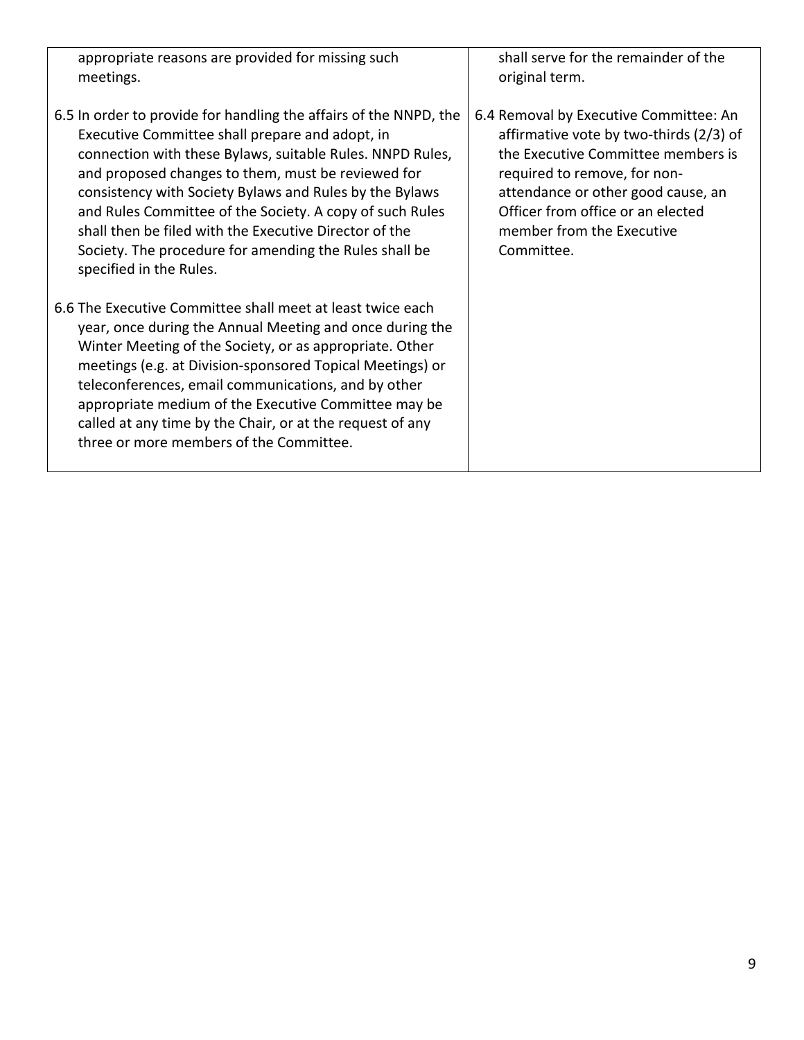| | |
|---|---|
| appropriate reasons are provided for missing such meetings.<br><br>6.5 In order to provide for handling the affairs of the NNPD, the Executive Committee shall prepare and adopt, in connection with these Bylaws, suitable Rules. NNPD Rules, and proposed changes to them, must be reviewed for consistency with Society Bylaws and Rules by the Bylaws and Rules Committee of the Society. A copy of such Rules shall then be filed with the Executive Director of the Society. The procedure for amending the Rules shall be specified in the Rules.<br><br>6.6 The Executive Committee shall meet at least twice each year, once during the Annual Meeting and once during the Winter Meeting of the Society, or as appropriate. Other meetings (e.g. at Division-sponsored Topical Meetings) or teleconferences, email communications, and by other appropriate medium of the Executive Committee may be called at any time by the Chair, or at the request of any three or more members of the Committee. | shall serve for the remainder of the original term.<br><br>6.4 Removal by Executive Committee: An affirmative vote by two-thirds (2/3) of the Executive Committee members is required to remove, for non-attendance or other good cause, an Officer from office or an elected member from the Executive Committee. |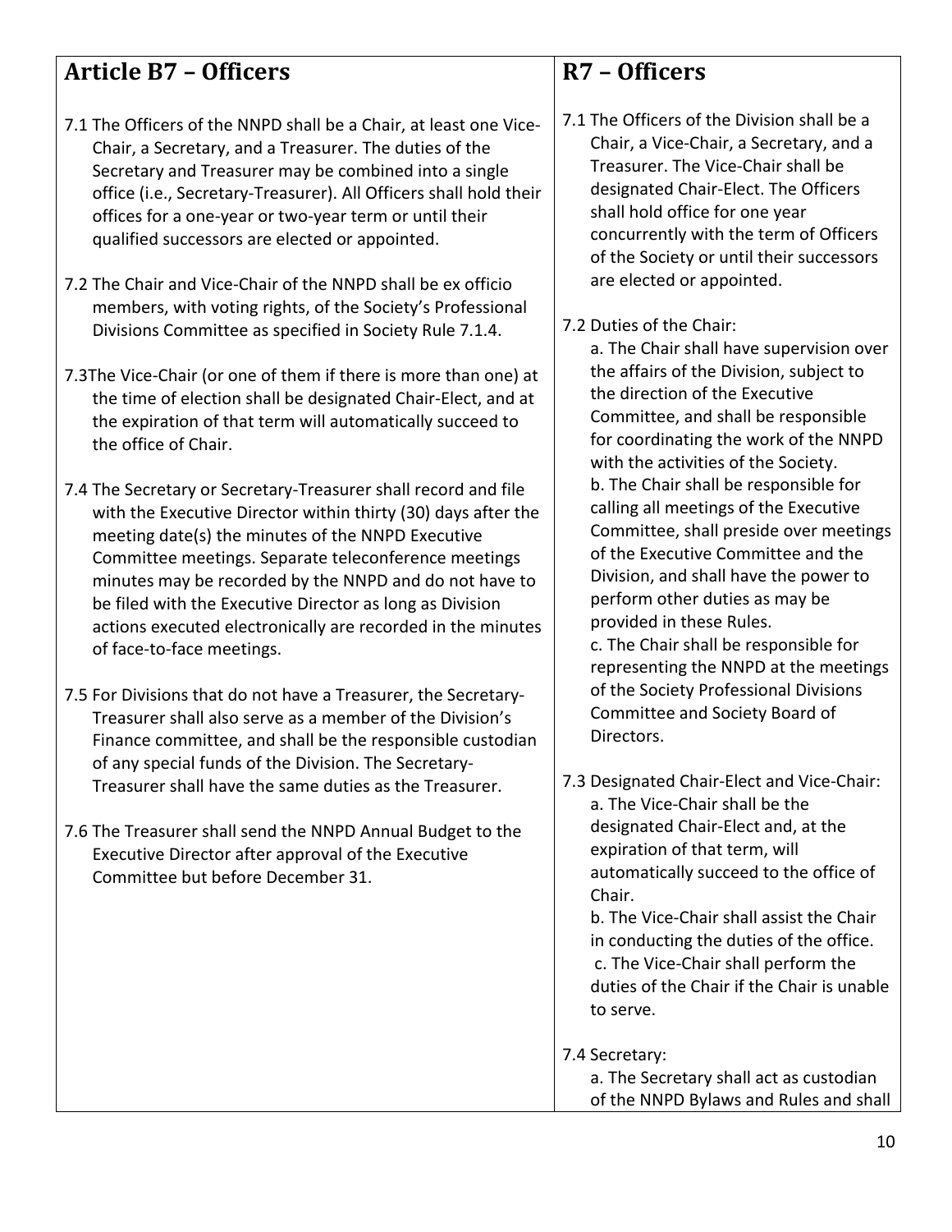## Article B7 – Officers

7.1 The Officers of the NNPD shall be a Chair, at least one Vice-Chair, a Secretary, and a Treasurer. The duties of the Secretary and Treasurer may be combined into a single office (i.e., Secretary-Treasurer). All Officers shall hold their offices for a one-year or two-year term or until their qualified successors are elected or appointed.

7.2 The Chair and Vice-Chair of the NNPD shall be ex officio members, with voting rights, of the Society's Professional Divisions Committee as specified in Society Rule 7.1.4.

7.3The Vice-Chair (or one of them if there is more than one) at the time of election shall be designated Chair-Elect, and at the expiration of that term will automatically succeed to the office of Chair.

7.4 The Secretary or Secretary-Treasurer shall record and file with the Executive Director within thirty (30) days after the meeting date(s) the minutes of the NNPD Executive Committee meetings. Separate teleconference meetings minutes may be recorded by the NNPD and do not have to be filed with the Executive Director as long as Division actions executed electronically are recorded in the minutes of face-to-face meetings.

7.5 For Divisions that do not have a Treasurer, the Secretary-Treasurer shall also serve as a member of the Division's Finance committee, and shall be the responsible custodian of any special funds of the Division. The Secretary-Treasurer shall have the same duties as the Treasurer.

7.6 The Treasurer shall send the NNPD Annual Budget to the Executive Director after approval of the Executive Committee but before December 31.

## R7 – Officers

7.1 The Officers of the Division shall be a Chair, a Vice-Chair, a Secretary, and a Treasurer. The Vice-Chair shall be designated Chair-Elect. The Officers shall hold office for one year concurrently with the term of Officers of the Society or until their successors are elected or appointed.

7.2 Duties of the Chair:

a. The Chair shall have supervision over the affairs of the Division, subject to the direction of the Executive Committee, and shall be responsible for coordinating the work of the NNPD with the activities of the Society.

b. The Chair shall be responsible for calling all meetings of the Executive Committee, shall preside over meetings of the Executive Committee and the Division, and shall have the power to perform other duties as may be provided in these Rules.

c. The Chair shall be responsible for representing the NNPD at the meetings of the Society Professional Divisions Committee and Society Board of Directors.

7.3 Designated Chair-Elect and Vice-Chair:

a. The Vice-Chair shall be the designated Chair-Elect and, at the expiration of that term, will automatically succeed to the office of Chair.

b. The Vice-Chair shall assist the Chair in conducting the duties of the office.

c. The Vice-Chair shall perform the duties of the Chair if the Chair is unable to serve.

7.4 Secretary:

a. The Secretary shall act as custodian of the NNPD Bylaws and Rules and shall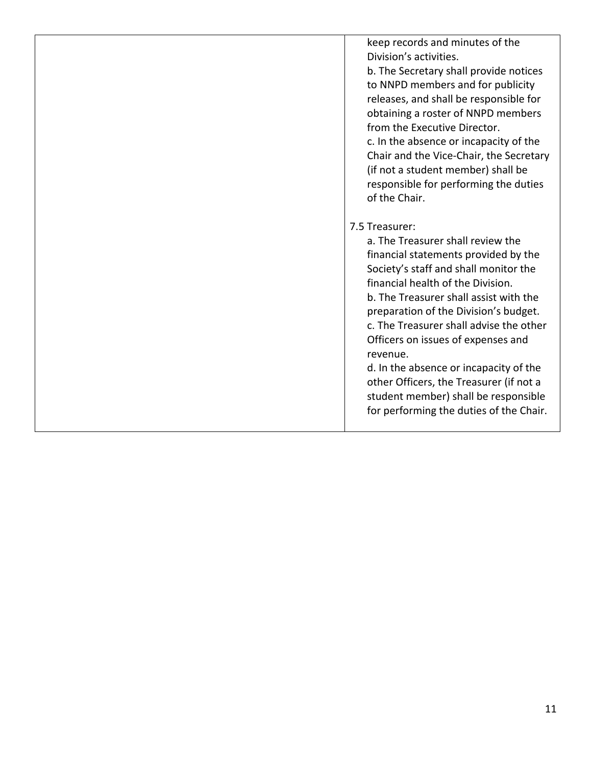| | |
|---|---|
| | keep records and minutes of the Division's activities.<br>b. The Secretary shall provide notices to NNPD members and for publicity releases, and shall be responsible for obtaining a roster of NNPD members from the Executive Director.<br>c. In the absence or incapacity of the Chair and the Vice-Chair, the Secretary (if not a student member) shall be responsible for performing the duties of the Chair.<br><br>7.5 Treasurer:<br>a. The Treasurer shall review the financial statements provided by the Society's staff and shall monitor the financial health of the Division.<br>b. The Treasurer shall assist with the preparation of the Division's budget.<br>c. The Treasurer shall advise the other Officers on issues of expenses and revenue.<br>d. In the absence or incapacity of the other Officers, the Treasurer (if not a student member) shall be responsible for performing the duties of the Chair. |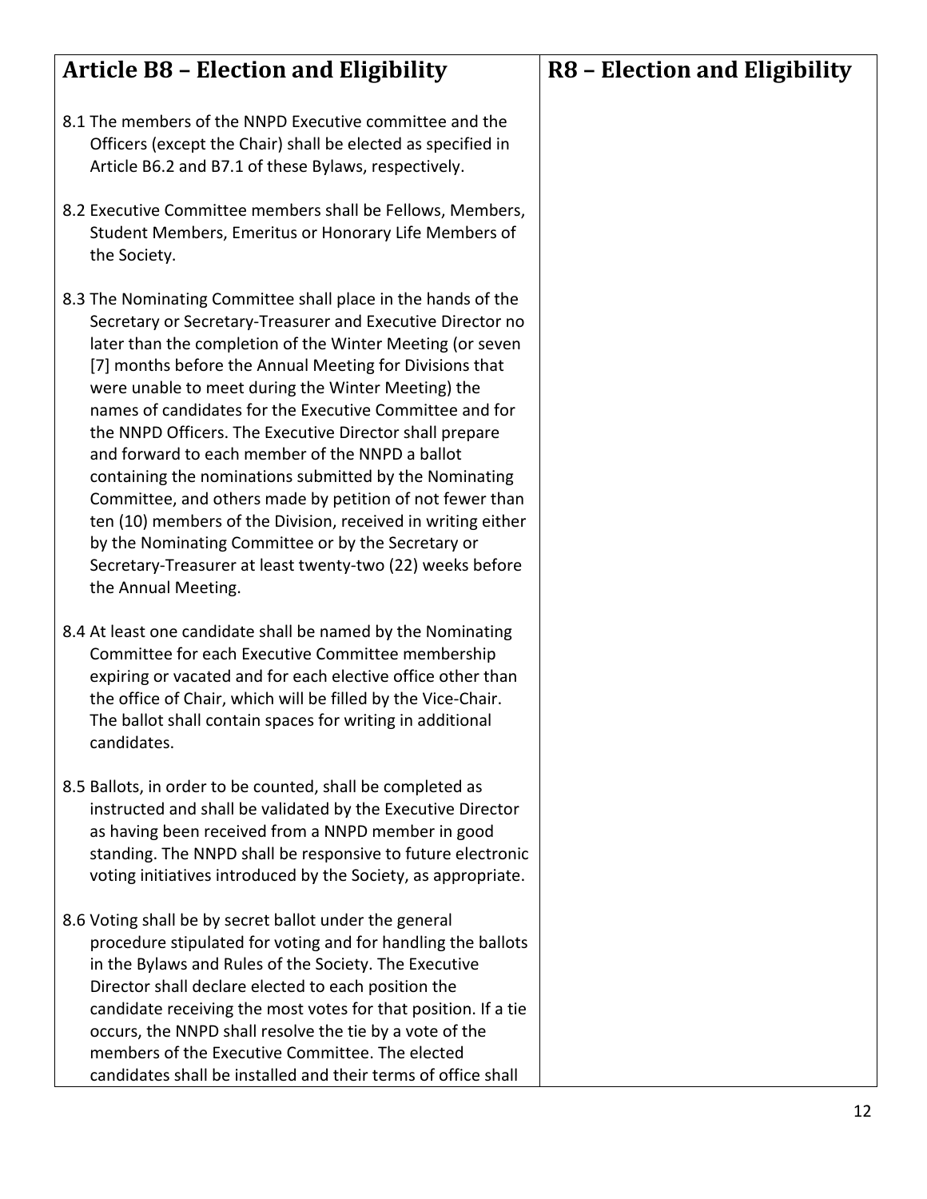| Article B8 – Election and Eligibility | R8 – Election and Eligibility |
|---|---|
| 8.1 The members of the NNPD Executive committee and the Officers (except the Chair) shall be elected as specified in Article B6.2 and B7.1 of these Bylaws, respectively.<br><br>8.2 Executive Committee members shall be Fellows, Members, Student Members, Emeritus or Honorary Life Members of the Society.<br><br>8.3 The Nominating Committee shall place in the hands of the Secretary or Secretary-Treasurer and Executive Director no later than the completion of the Winter Meeting (or seven [7] months before the Annual Meeting for Divisions that were unable to meet during the Winter Meeting) the names of candidates for the Executive Committee and for the NNPD Officers. The Executive Director shall prepare and forward to each member of the NNPD a ballot containing the nominations submitted by the Nominating Committee, and others made by petition of not fewer than ten (10) members of the Division, received in writing either by the Nominating Committee or by the Secretary or Secretary-Treasurer at least twenty-two (22) weeks before the Annual Meeting.<br><br>8.4 At least one candidate shall be named by the Nominating Committee for each Executive Committee membership expiring or vacated and for each elective office other than the office of Chair, which will be filled by the Vice-Chair. The ballot shall contain spaces for writing in additional candidates.<br><br>8.5 Ballots, in order to be counted, shall be completed as instructed and shall be validated by the Executive Director as having been received from a NNPD member in good standing. The NNPD shall be responsive to future electronic voting initiatives introduced by the Society, as appropriate.<br><br>8.6 Voting shall be by secret ballot under the general procedure stipulated for voting and for handling the ballots in the Bylaws and Rules of the Society. The Executive Director shall declare elected to each position the candidate receiving the most votes for that position. If a tie occurs, the NNPD shall resolve the tie by a vote of the members of the Executive Committee. The elected candidates shall be installed and their terms of office shall | |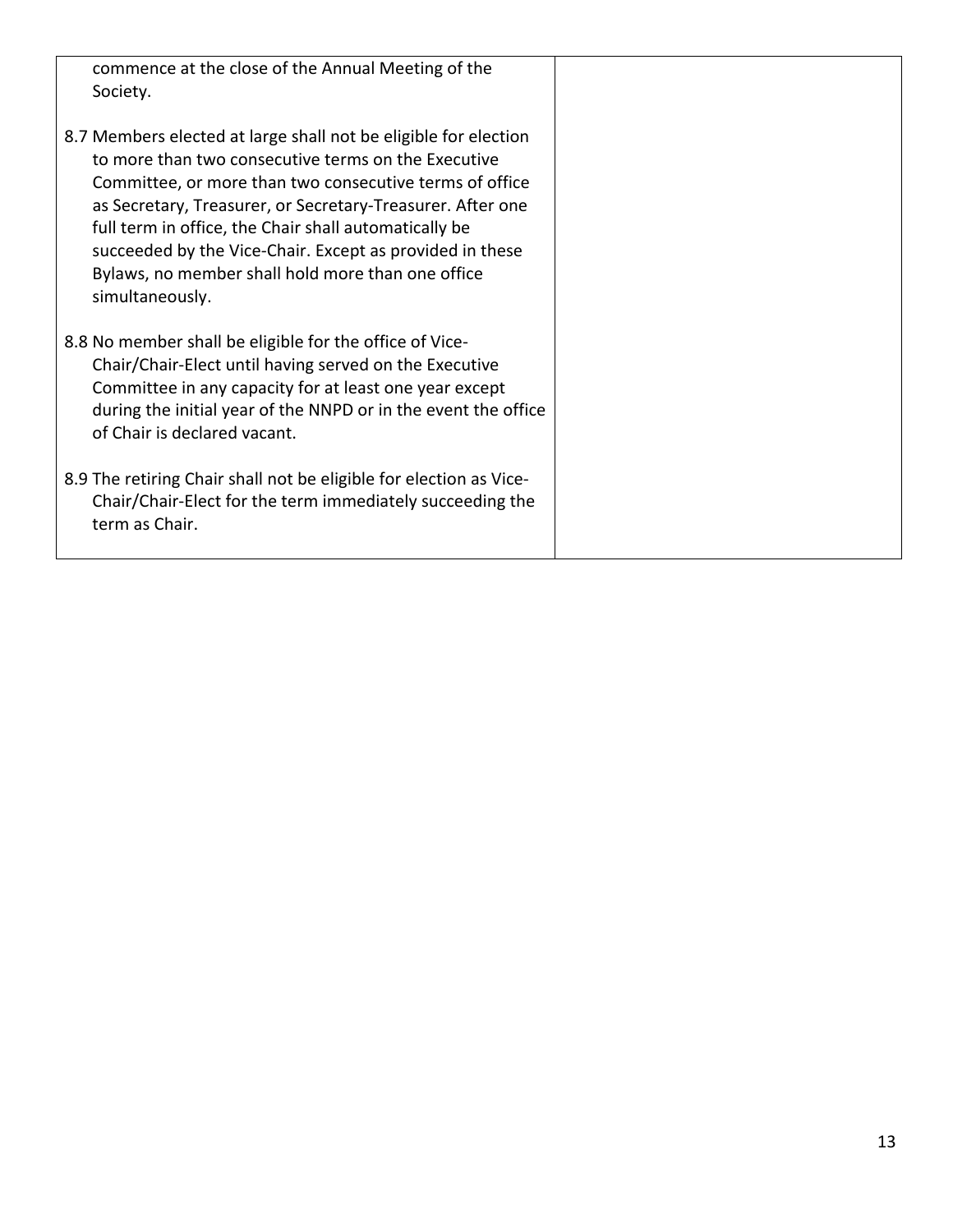| | |
|---|---|
| commence at the close of the Annual Meeting of the Society.<br><br>8.7 Members elected at large shall not be eligible for election to more than two consecutive terms on the Executive Committee, or more than two consecutive terms of office as Secretary, Treasurer, or Secretary-Treasurer. After one full term in office, the Chair shall automatically be succeeded by the Vice-Chair. Except as provided in these Bylaws, no member shall hold more than one office simultaneously.<br><br>8.8 No member shall be eligible for the office of Vice-Chair/Chair-Elect until having served on the Executive Committee in any capacity for at least one year except during the initial year of the NNPD or in the event the office of Chair is declared vacant.<br><br>8.9 The retiring Chair shall not be eligible for election as Vice-Chair/Chair-Elect for the term immediately succeeding the term as Chair. | |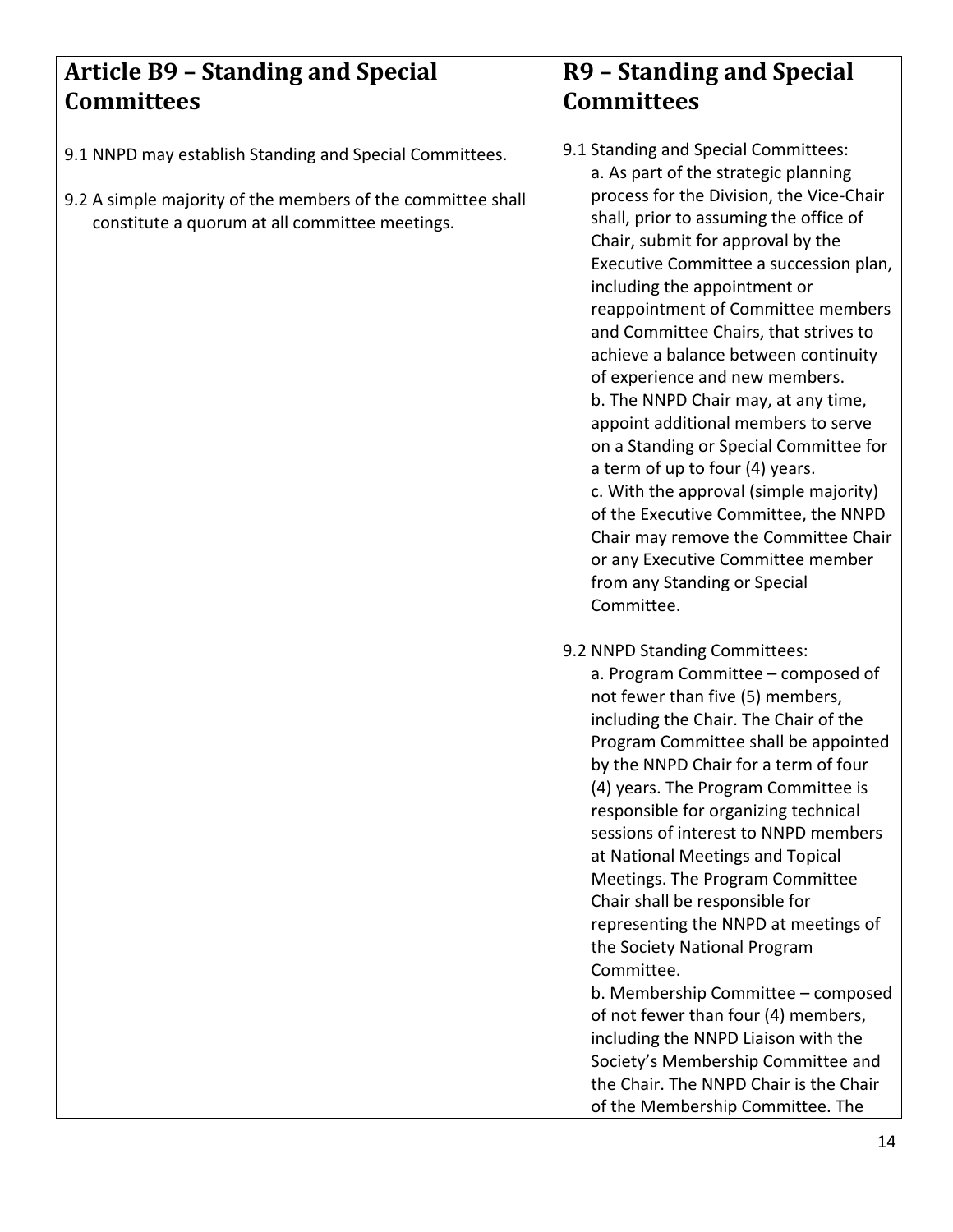| **Article B9 – Standing and Special Committees** | **R9 – Standing and Special Committees** |
|---|---|
| 9.1 NNPD may establish Standing and Special Committees.<br><br>9.2 A simple majority of the members of the committee shall constitute a quorum at all committee meetings. | 9.1 Standing and Special Committees:<br>a. As part of the strategic planning process for the Division, the Vice-Chair shall, prior to assuming the office of Chair, submit for approval by the Executive Committee a succession plan, including the appointment or reappointment of Committee members and Committee Chairs, that strives to achieve a balance between continuity of experience and new members.<br>b. The NNPD Chair may, at any time, appoint additional members to serve on a Standing or Special Committee for a term of up to four (4) years.<br>c. With the approval (simple majority) of the Executive Committee, the NNPD Chair may remove the Committee Chair or any Executive Committee member from any Standing or Special Committee.<br><br>9.2 NNPD Standing Committees:<br>a. Program Committee – composed of not fewer than five (5) members, including the Chair. The Chair of the Program Committee shall be appointed by the NNPD Chair for a term of four (4) years. The Program Committee is responsible for organizing technical sessions of interest to NNPD members at National Meetings and Topical Meetings. The Program Committee Chair shall be responsible for representing the NNPD at meetings of the Society National Program Committee.<br>b. Membership Committee – composed of not fewer than four (4) members, including the NNPD Liaison with the Society's Membership Committee and the Chair. The NNPD Chair is the Chair of the Membership Committee. The |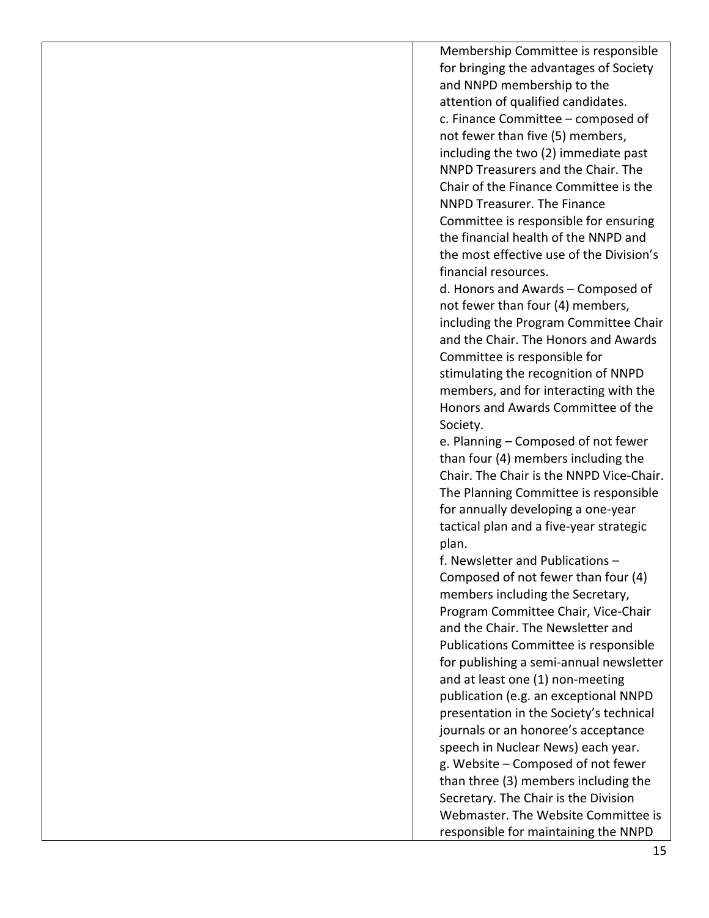| | |
|---|---|
| | Membership Committee is responsible for bringing the advantages of Society and NNPD membership to the attention of qualified candidates.<br>c. Finance Committee – composed of not fewer than five (5) members, including the two (2) immediate past NNPD Treasurers and the Chair. The Chair of the Finance Committee is the NNPD Treasurer. The Finance Committee is responsible for ensuring the financial health of the NNPD and the most effective use of the Division's financial resources.<br>d. Honors and Awards – Composed of not fewer than four (4) members, including the Program Committee Chair and the Chair. The Honors and Awards Committee is responsible for stimulating the recognition of NNPD members, and for interacting with the Honors and Awards Committee of the Society.<br>e. Planning – Composed of not fewer than four (4) members including the Chair. The Chair is the NNPD Vice-Chair. The Planning Committee is responsible for annually developing a one-year tactical plan and a five-year strategic plan.<br>f. Newsletter and Publications – Composed of not fewer than four (4) members including the Secretary, Program Committee Chair, Vice-Chair and the Chair. The Newsletter and Publications Committee is responsible for publishing a semi-annual newsletter and at least one (1) non-meeting publication (e.g. an exceptional NNPD presentation in the Society's technical journals or an honoree's acceptance speech in Nuclear News) each year.<br>g. Website – Composed of not fewer than three (3) members including the Secretary. The Chair is the Division Webmaster. The Website Committee is responsible for maintaining the NNPD |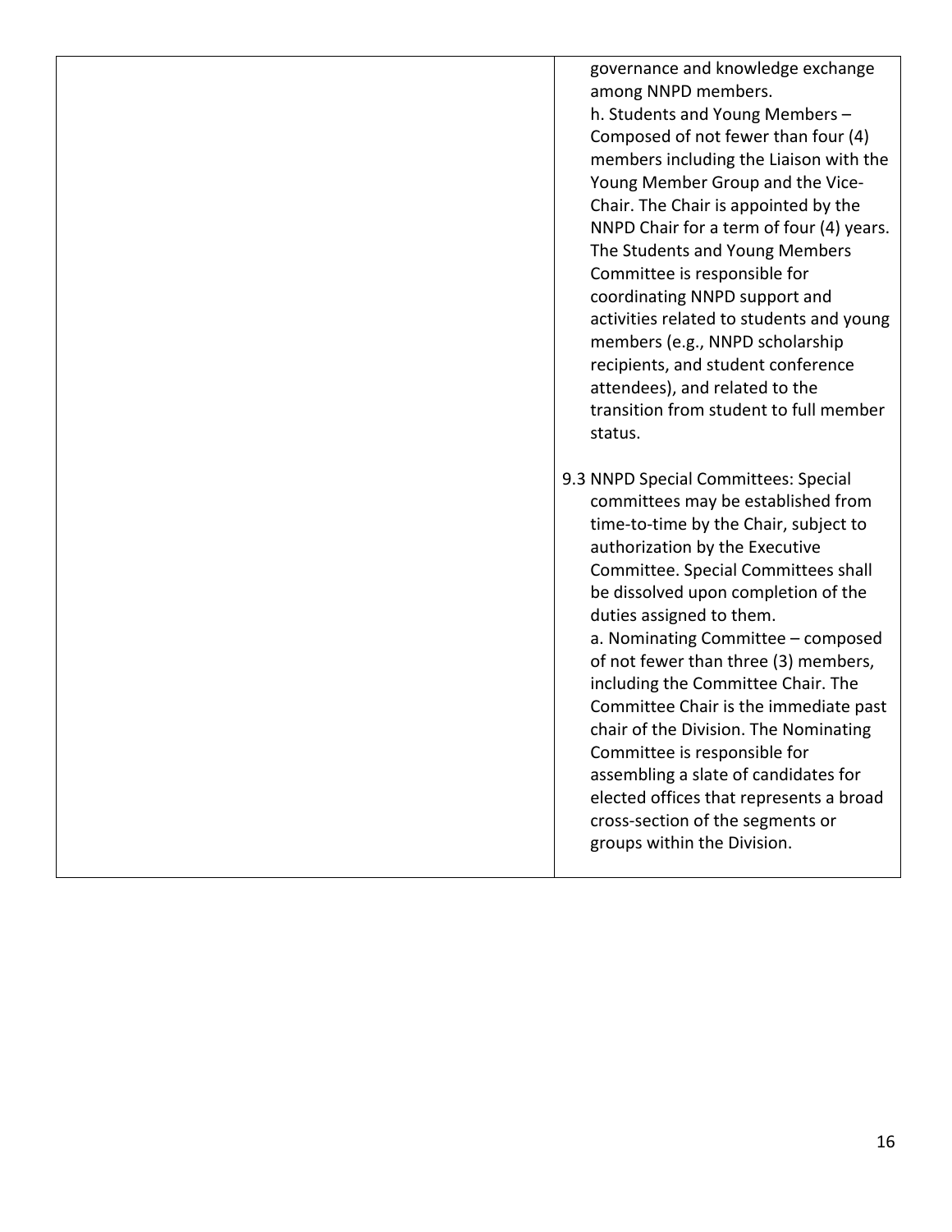| | |
|---|---|
| | governance and knowledge exchange among NNPD members.<br>h. Students and Young Members – Composed of not fewer than four (4) members including the Liaison with the Young Member Group and the Vice-Chair. The Chair is appointed by the NNPD Chair for a term of four (4) years. The Students and Young Members Committee is responsible for coordinating NNPD support and activities related to students and young members (e.g., NNPD scholarship recipients, and student conference attendees), and related to the transition from student to full member status.<br><br>9.3 NNPD Special Committees: Special committees may be established from time-to-time by the Chair, subject to authorization by the Executive Committee. Special Committees shall be dissolved upon completion of the duties assigned to them.<br>a. Nominating Committee – composed of not fewer than three (3) members, including the Committee Chair. The Committee Chair is the immediate past chair of the Division. The Nominating Committee is responsible for assembling a slate of candidates for elected offices that represents a broad cross-section of the segments or groups within the Division. |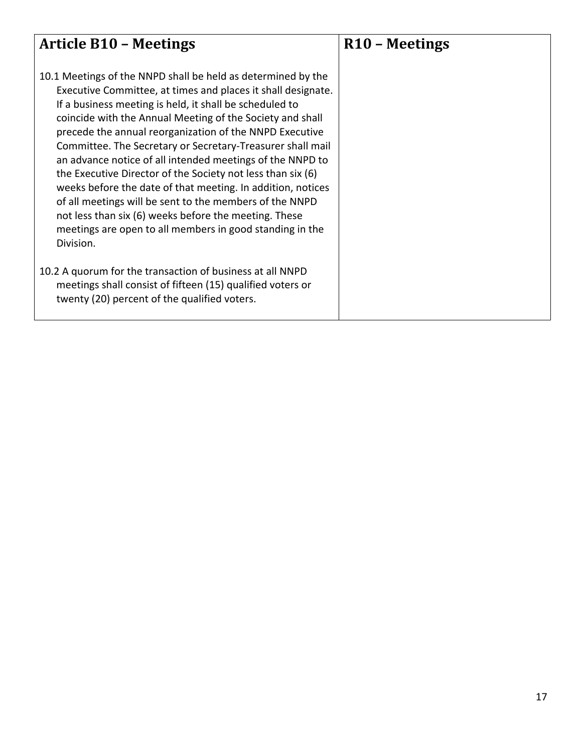| Article B10 – Meetings | R10 – Meetings |
| --- | --- |
| 10.1 Meetings of the NNPD shall be held as determined by the Executive Committee, at times and places it shall designate. If a business meeting is held, it shall be scheduled to coincide with the Annual Meeting of the Society and shall precede the annual reorganization of the NNPD Executive Committee. The Secretary or Secretary-Treasurer shall mail an advance notice of all intended meetings of the NNPD to the Executive Director of the Society not less than six (6) weeks before the date of that meeting. In addition, notices of all meetings will be sent to the members of the NNPD not less than six (6) weeks before the meeting. These meetings are open to all members in good standing in the Division.<br><br>10.2 A quorum for the transaction of business at all NNPD meetings shall consist of fifteen (15) qualified voters or twenty (20) percent of the qualified voters. | |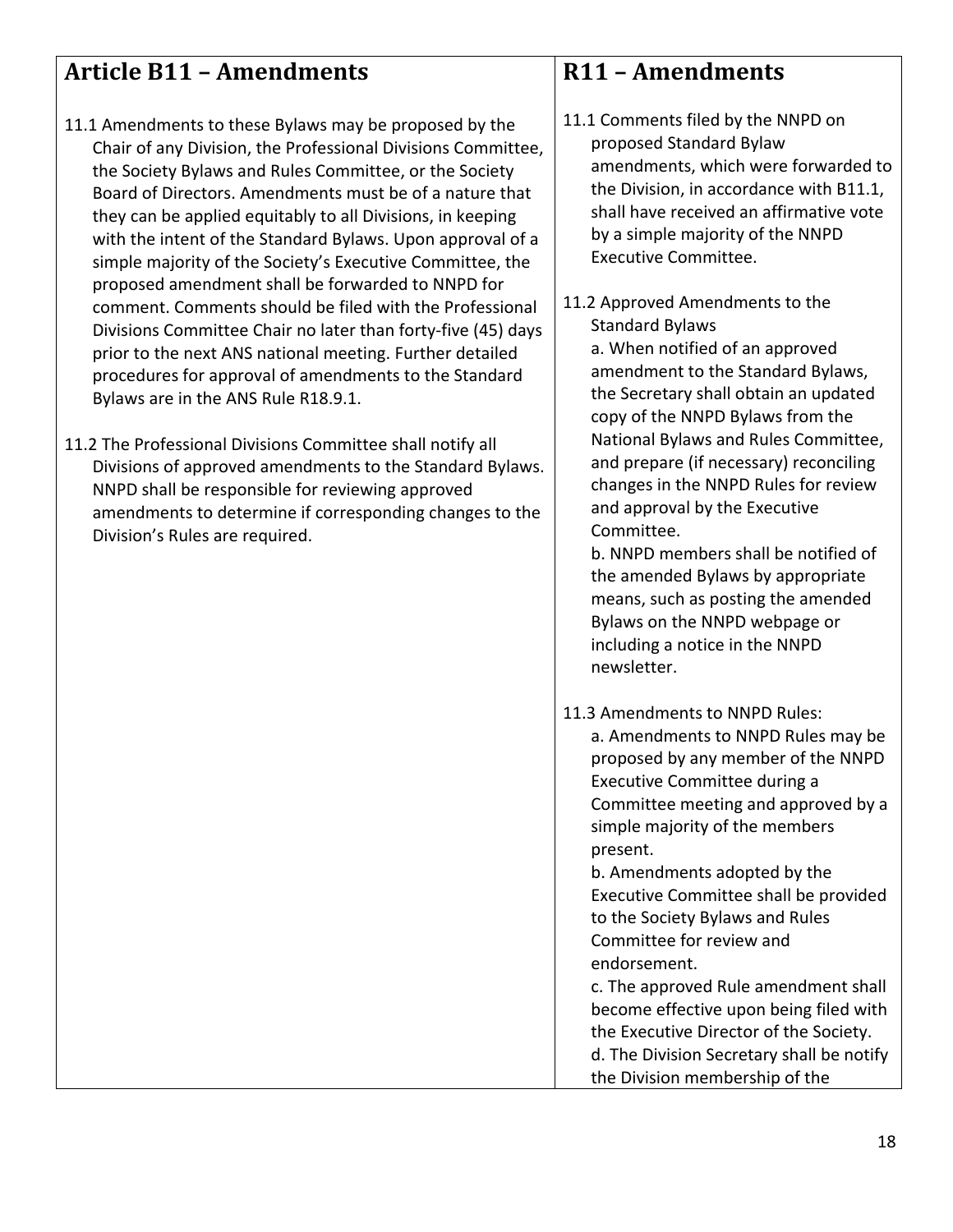## Article B11 – Amendments

11.1 Amendments to these Bylaws may be proposed by the Chair of any Division, the Professional Divisions Committee, the Society Bylaws and Rules Committee, or the Society Board of Directors. Amendments must be of a nature that they can be applied equitably to all Divisions, in keeping with the intent of the Standard Bylaws. Upon approval of a simple majority of the Society's Executive Committee, the proposed amendment shall be forwarded to NNPD for comment. Comments should be filed with the Professional Divisions Committee Chair no later than forty-five (45) days prior to the next ANS national meeting. Further detailed procedures for approval of amendments to the Standard Bylaws are in the ANS Rule R18.9.1.

11.2 The Professional Divisions Committee shall notify all Divisions of approved amendments to the Standard Bylaws. NNPD shall be responsible for reviewing approved amendments to determine if corresponding changes to the Division's Rules are required.

## R11 – Amendments

11.1 Comments filed by the NNPD on proposed Standard Bylaw amendments, which were forwarded to the Division, in accordance with B11.1, shall have received an affirmative vote by a simple majority of the NNPD Executive Committee.

11.2 Approved Amendments to the Standard Bylaws
a. When notified of an approved amendment to the Standard Bylaws, the Secretary shall obtain an updated copy of the NNPD Bylaws from the National Bylaws and Rules Committee, and prepare (if necessary) reconciling changes in the NNPD Rules for review and approval by the Executive Committee.
b. NNPD members shall be notified of the amended Bylaws by appropriate means, such as posting the amended Bylaws on the NNPD webpage or including a notice in the NNPD newsletter.

11.3 Amendments to NNPD Rules:
a. Amendments to NNPD Rules may be proposed by any member of the NNPD Executive Committee during a Committee meeting and approved by a simple majority of the members present.
b. Amendments adopted by the Executive Committee shall be provided to the Society Bylaws and Rules Committee for review and endorsement.
c. The approved Rule amendment shall become effective upon being filed with the Executive Director of the Society.
d. The Division Secretary shall be notify the Division membership of the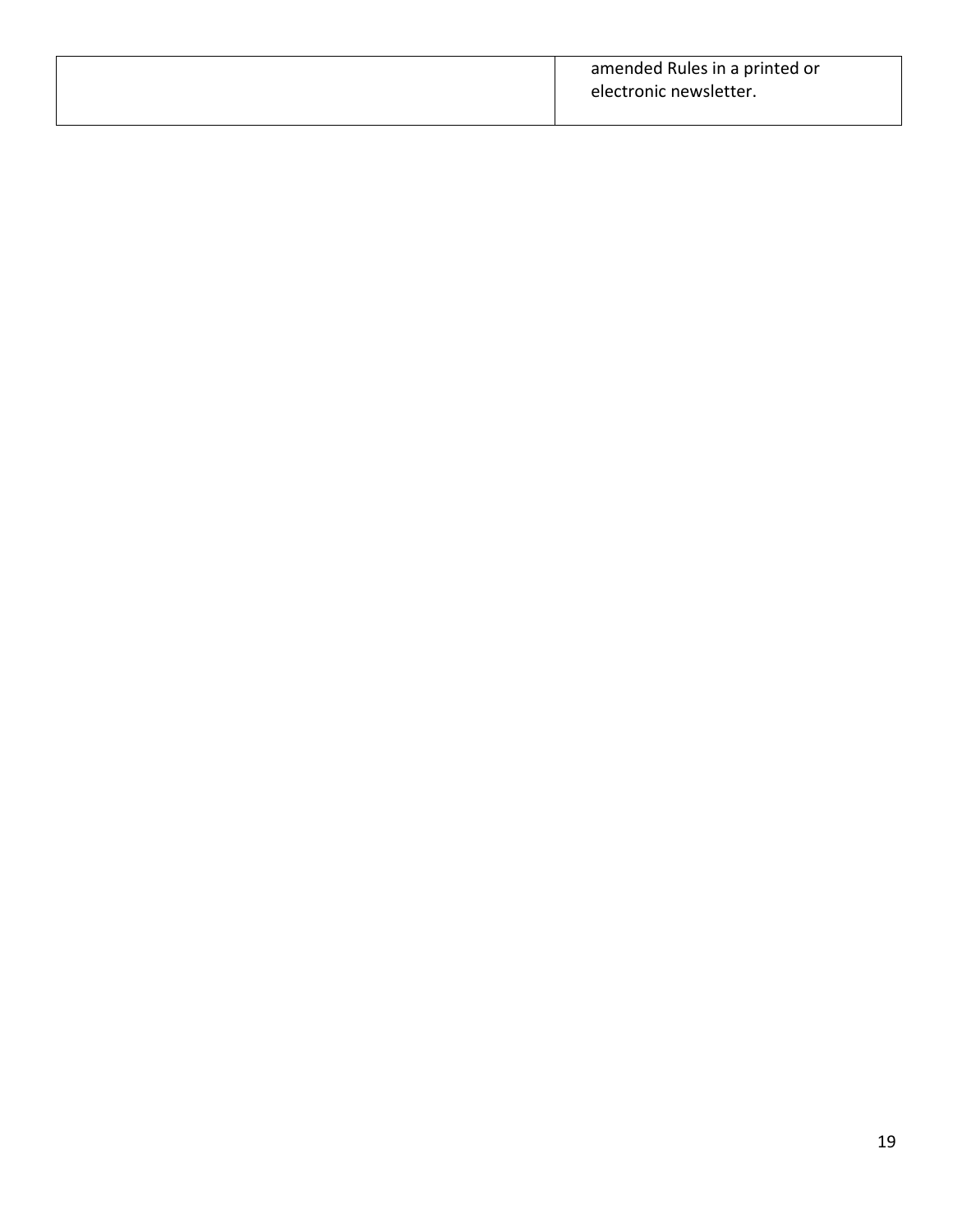| | |
|---|---|
| | amended Rules in a printed or electronic newsletter. |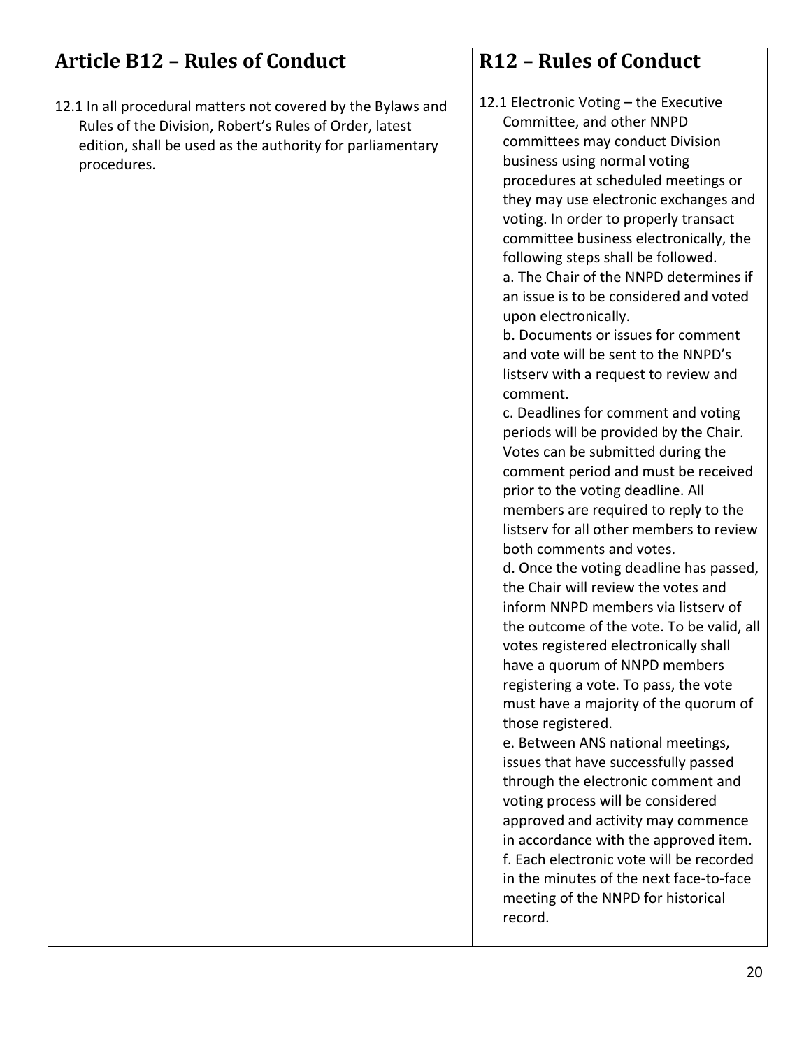## Article B12 – Rules of Conduct

12.1 In all procedural matters not covered by the Bylaws and Rules of the Division, Robert's Rules of Order, latest edition, shall be used as the authority for parliamentary procedures.

## R12 – Rules of Conduct

12.1 Electronic Voting – the Executive Committee, and other NNPD committees may conduct Division business using normal voting procedures at scheduled meetings or they may use electronic exchanges and voting. In order to properly transact committee business electronically, the following steps shall be followed.

a. The Chair of the NNPD determines if an issue is to be considered and voted upon electronically.

b. Documents or issues for comment and vote will be sent to the NNPD's listserv with a request to review and comment.

c. Deadlines for comment and voting periods will be provided by the Chair. Votes can be submitted during the comment period and must be received prior to the voting deadline. All members are required to reply to the listserv for all other members to review both comments and votes.

d. Once the voting deadline has passed, the Chair will review the votes and inform NNPD members via listserv of the outcome of the vote. To be valid, all votes registered electronically shall have a quorum of NNPD members registering a vote. To pass, the vote must have a majority of the quorum of those registered.

e. Between ANS national meetings, issues that have successfully passed through the electronic comment and voting process will be considered approved and activity may commence in accordance with the approved item.

f. Each electronic vote will be recorded in the minutes of the next face-to-face meeting of the NNPD for historical record.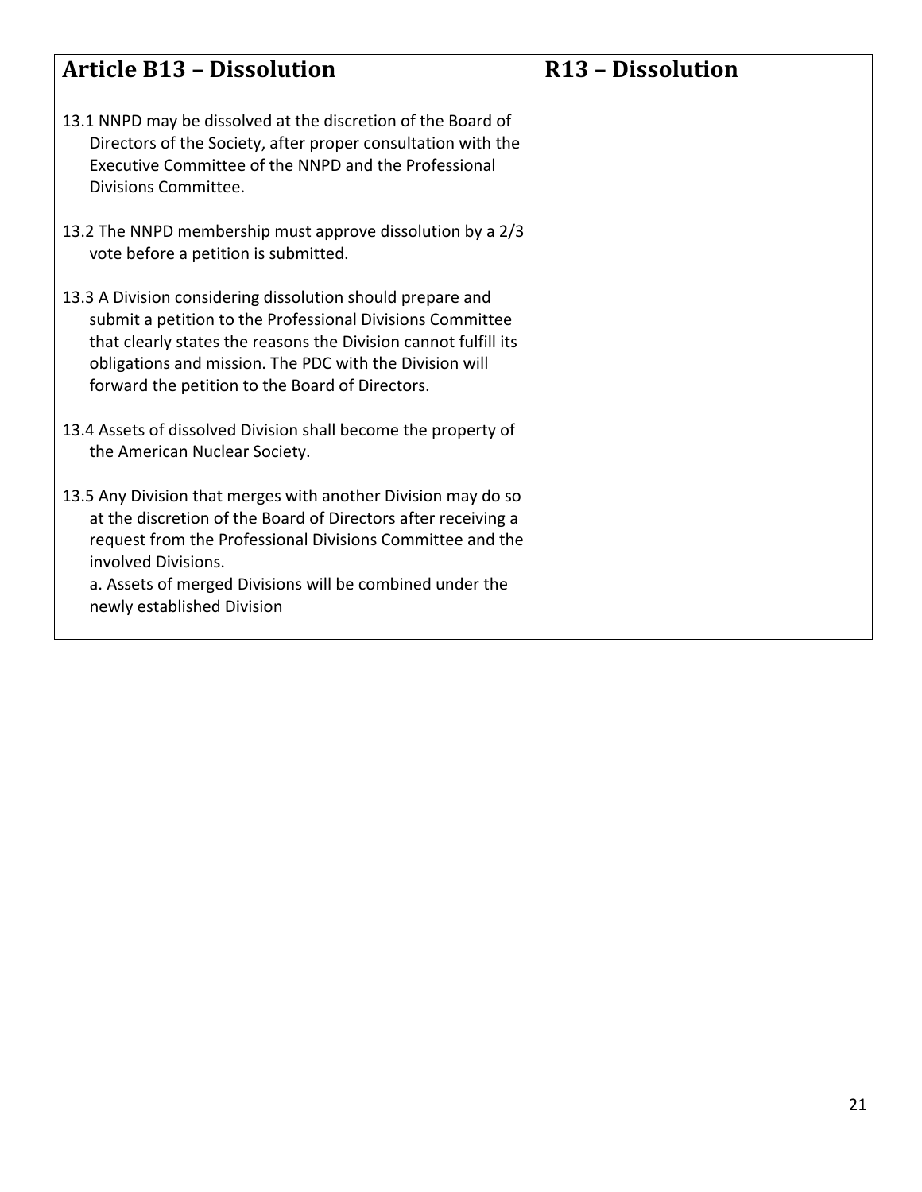| Article B13 – Dissolution | R13 – Dissolution |
|---|---|
| 13.1 NNPD may be dissolved at the discretion of the Board of Directors of the Society, after proper consultation with the Executive Committee of the NNPD and the Professional Divisions Committee.<br><br>13.2 The NNPD membership must approve dissolution by a 2/3 vote before a petition is submitted.<br><br>13.3 A Division considering dissolution should prepare and submit a petition to the Professional Divisions Committee that clearly states the reasons the Division cannot fulfill its obligations and mission. The PDC with the Division will forward the petition to the Board of Directors.<br><br>13.4 Assets of dissolved Division shall become the property of the American Nuclear Society.<br><br>13.5 Any Division that merges with another Division may do so at the discretion of the Board of Directors after receiving a request from the Professional Divisions Committee and the involved Divisions.<br>a. Assets of merged Divisions will be combined under the newly established Division | |